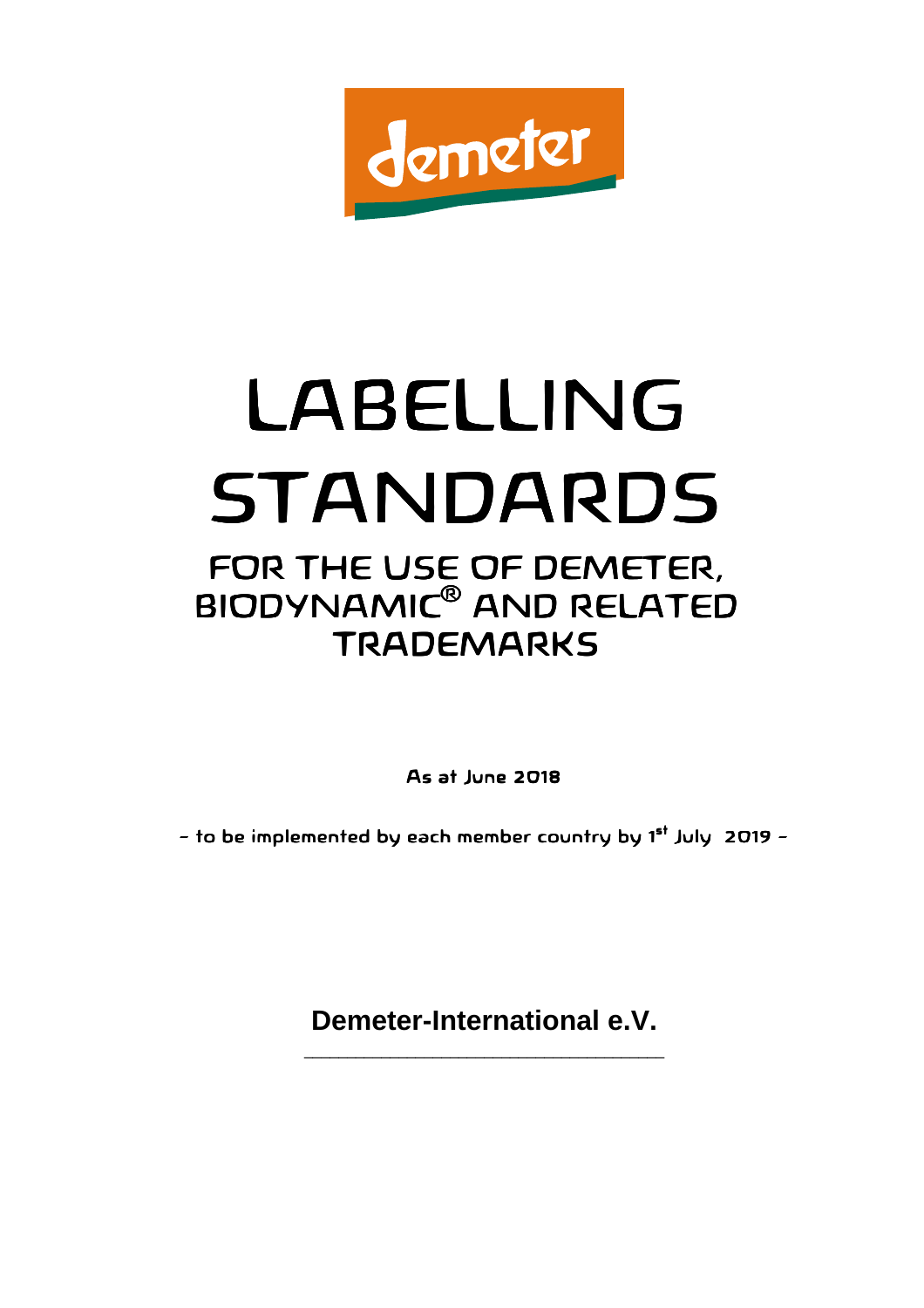demeter

# LABELLING STANDARDS

## FOR THE USE OF DEMETER, BIODYNAMIC® AND RELATED TRADEMARKS

**As at June 2018**

**- to be implemented by each member country by 1st July 2019 -**

**Demeter-International e.V.**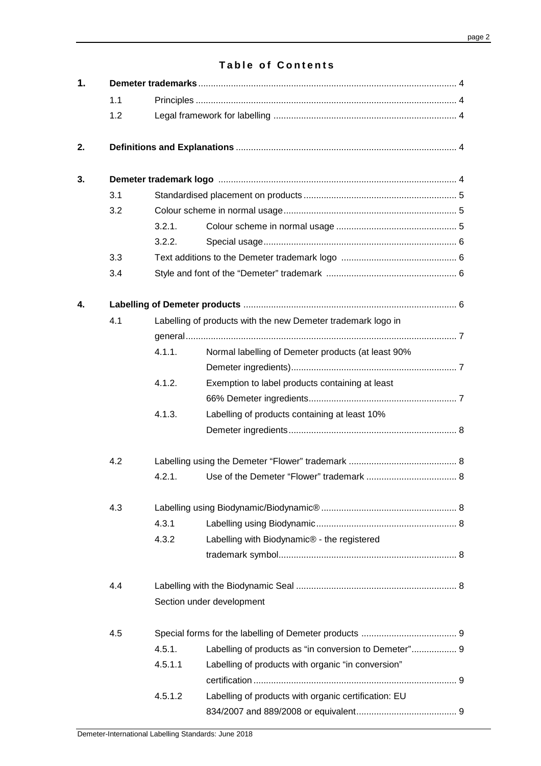# Table of Contents

**1. Demeter trademarks** ... 4

- 1.1 Principles ... 4
- 1.2 Legal framework for labelling ... 4

**2. Definitions and Explanations** ... 4

**3. Demeter trademark logo** ... 4

- 3.1 Standardised placement on products ... 5
- 3.2 Colour scheme in normal usage ... 5
  - 3.2.1. Colour scheme in normal usage ... 5
  - 3.2.2. Special usage ... 6
- 3.3 Text additions to the Demeter trademark logo ... 6
- 3.4 Style and font of the "Demeter" trademark ... 6

**4. Labelling of Demeter products** ... 6

- 4.1 Labelling of products with the new Demeter trademark logo in general ... 7
  - 4.1.1. Normal labelling of Demeter products (at least 90% Demeter ingredients) ... 7
  - 4.1.2. Exemption to label products containing at least 66% Demeter ingredients ... 7
  - 4.1.3. Labelling of products containing at least 10% Demeter ingredients ... 8
- 4.2 Labelling using the Demeter "Flower" trademark ... 8
  - 4.2.1. Use of the Demeter "Flower" trademark ... 8
- 4.3 Labelling using Biodynamic/Biodynamic® ... 8
  - 4.3.1 Labelling using Biodynamic ... 8
  - 4.3.2 Labelling with Biodynamic® - the registered trademark symbol ... 8
- 4.4 Labelling with the Biodynamic Seal ... 8
  
  Section under development
- 4.5 Special forms for the labelling of Demeter products ... 9
  - 4.5.1. Labelling of products as "in conversion to Demeter" ... 9
  - 4.5.1.1 Labelling of products with organic "in conversion" certification ... 9
  - 4.5.1.2 Labelling of products with organic certification: EU 834/2007 and 889/2008 or equivalent ... 9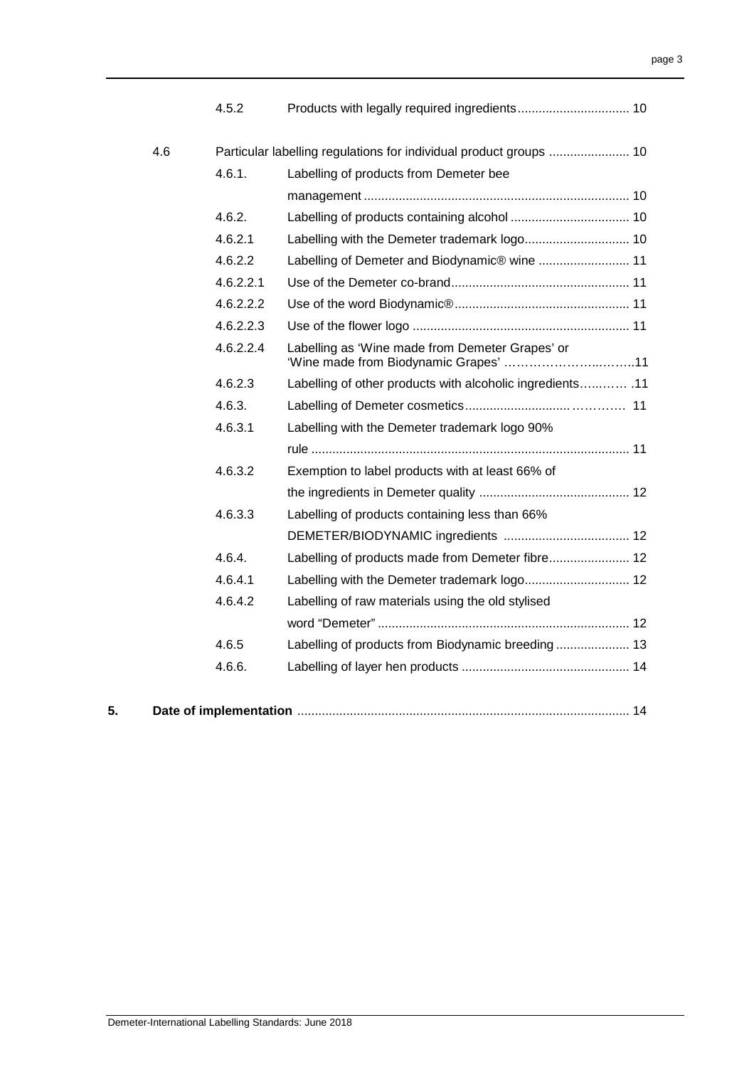| | | | |
|---|---|---|---|
| | 4.5.2 | Products with legally required ingredients | 10 |
| 4.6 | | Particular labelling regulations for individual product groups | 10 |
| | 4.6.1. | Labelling of products from Demeter bee management | 10 |
| | 4.6.2. | Labelling of products containing alcohol | 10 |
| | 4.6.2.1 | Labelling with the Demeter trademark logo | 10 |
| | 4.6.2.2 | Labelling of Demeter and Biodynamic® wine | 11 |
| | 4.6.2.2.1 | Use of the Demeter co-brand | 11 |
| | 4.6.2.2.2 | Use of the word Biodynamic® | 11 |
| | 4.6.2.2.3 | Use of the flower logo | 11 |
| | 4.6.2.2.4 | Labelling as 'Wine made from Demeter Grapes' or 'Wine made from Biodynamic Grapes' | 11 |
| | 4.6.2.3 | Labelling of other products with alcoholic ingredients | 11 |
| | 4.6.3. | Labelling of Demeter cosmetics | 11 |
| | 4.6.3.1 | Labelling with the Demeter trademark logo 90% rule | 11 |
| | 4.6.3.2 | Exemption to label products with at least 66% of the ingredients in Demeter quality | 12 |
| | 4.6.3.3 | Labelling of products containing less than 66% DEMETER/BIODYNAMIC ingredients | 12 |
| | 4.6.4. | Labelling of products made from Demeter fibre | 12 |
| | 4.6.4.1 | Labelling with the Demeter trademark logo | 12 |
| | 4.6.4.2 | Labelling of raw materials using the old stylised word "Demeter" | 12 |
| | 4.6.5 | Labelling of products from Biodynamic breeding | 13 |
| | 4.6.6. | Labelling of layer hen products | 14 |

**5. Date of implementation** ........ 14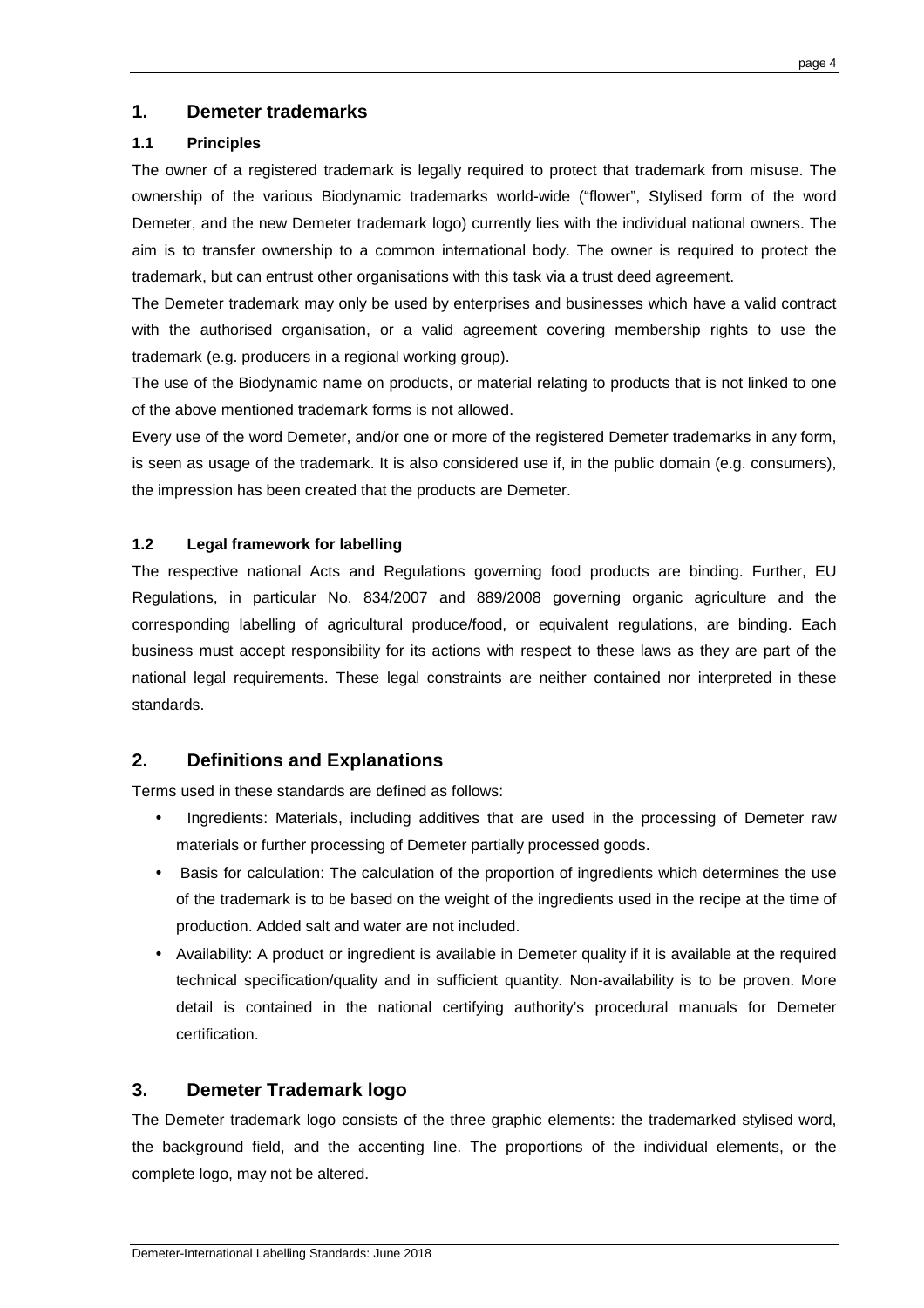## 1. Demeter trademarks

### 1.1 Principles

The owner of a registered trademark is legally required to protect that trademark from misuse. The ownership of the various Biodynamic trademarks world-wide ("flower", Stylised form of the word Demeter, and the new Demeter trademark logo) currently lies with the individual national owners. The aim is to transfer ownership to a common international body. The owner is required to protect the trademark, but can entrust other organisations with this task via a trust deed agreement.

The Demeter trademark may only be used by enterprises and businesses which have a valid contract with the authorised organisation, or a valid agreement covering membership rights to use the trademark (e.g. producers in a regional working group).

The use of the Biodynamic name on products, or material relating to products that is not linked to one of the above mentioned trademark forms is not allowed.

Every use of the word Demeter, and/or one or more of the registered Demeter trademarks in any form, is seen as usage of the trademark. It is also considered use if, in the public domain (e.g. consumers), the impression has been created that the products are Demeter.

### 1.2 Legal framework for labelling

The respective national Acts and Regulations governing food products are binding. Further, EU Regulations, in particular No. 834/2007 and 889/2008 governing organic agriculture and the corresponding labelling of agricultural produce/food, or equivalent regulations, are binding. Each business must accept responsibility for its actions with respect to these laws as they are part of the national legal requirements. These legal constraints are neither contained nor interpreted in these standards.

## 2. Definitions and Explanations

Terms used in these standards are defined as follows:

- Ingredients: Materials, including additives that are used in the processing of Demeter raw materials or further processing of Demeter partially processed goods.
- Basis for calculation: The calculation of the proportion of ingredients which determines the use of the trademark is to be based on the weight of the ingredients used in the recipe at the time of production. Added salt and water are not included.
- Availability: A product or ingredient is available in Demeter quality if it is available at the required technical specification/quality and in sufficient quantity. Non-availability is to be proven. More detail is contained in the national certifying authority's procedural manuals for Demeter certification.

## 3. Demeter Trademark logo

The Demeter trademark logo consists of the three graphic elements: the trademarked stylised word, the background field, and the accenting line. The proportions of the individual elements, or the complete logo, may not be altered.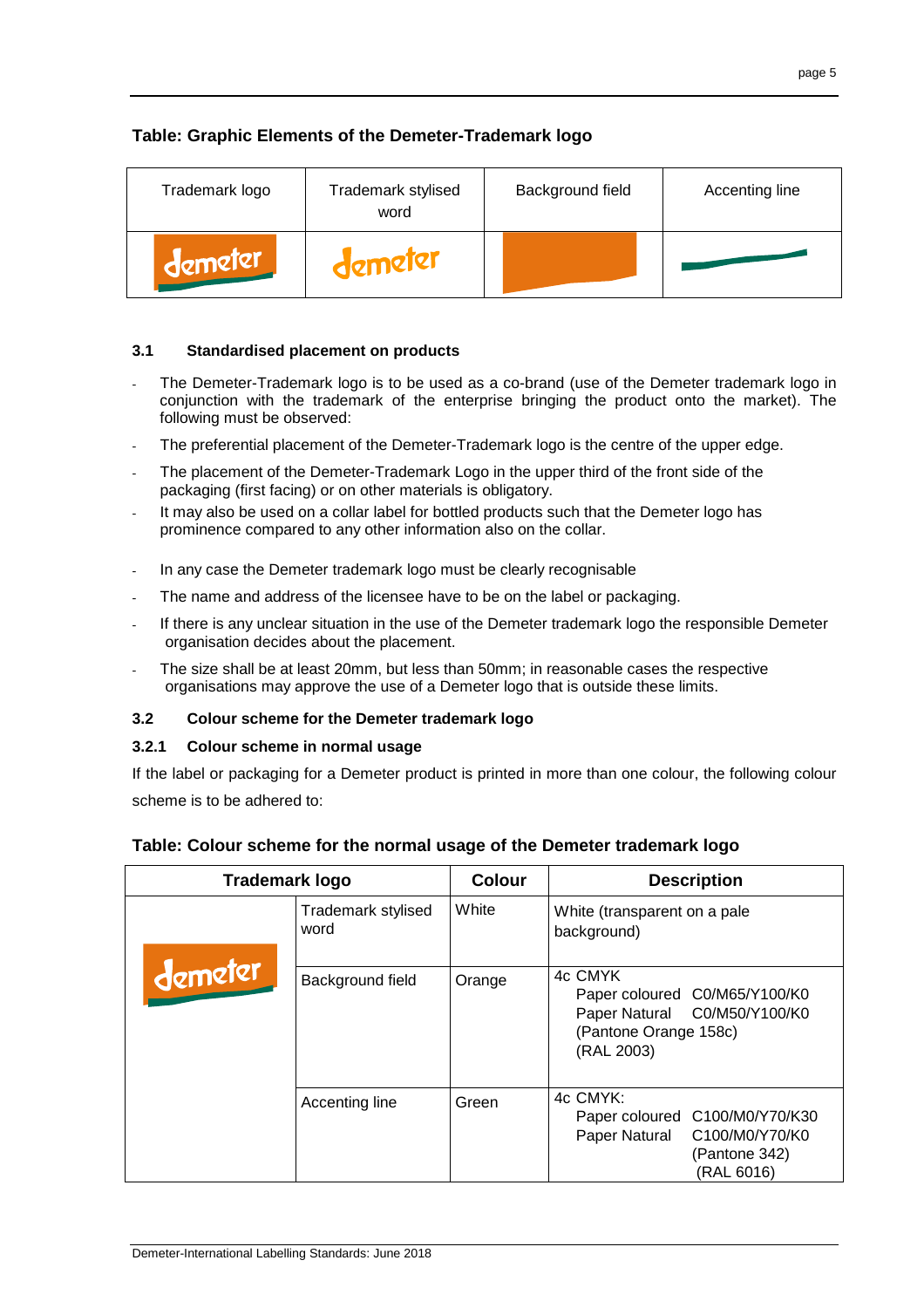**Table: Graphic Elements of the Demeter-Trademark logo**

| Trademark logo | Trademark stylised word | Background field | Accenting line |
|---|---|---|---|
| | | | |

### 3.1 Standardised placement on products

- The Demeter-Trademark logo is to be used as a co-brand (use of the Demeter trademark logo in conjunction with the trademark of the enterprise bringing the product onto the market). The following must be observed:
- The preferential placement of the Demeter-Trademark logo is the centre of the upper edge.
- The placement of the Demeter-Trademark Logo in the upper third of the front side of the packaging (first facing) or on other materials is obligatory.
- It may also be used on a collar label for bottled products such that the Demeter logo has prominence compared to any other information also on the collar.
- In any case the Demeter trademark logo must be clearly recognisable
- The name and address of the licensee have to be on the label or packaging.
- If there is any unclear situation in the use of the Demeter trademark logo the responsible Demeter organisation decides about the placement.
- The size shall be at least 20mm, but less than 50mm; in reasonable cases the respective organisations may approve the use of a Demeter logo that is outside these limits.

### 3.2 Colour scheme for the Demeter trademark logo

#### 3.2.1 Colour scheme in normal usage

If the label or packaging for a Demeter product is printed in more than one colour, the following colour scheme is to be adhered to:

**Table: Colour scheme for the normal usage of the Demeter trademark logo**

| Trademark logo | | Colour | Description |
|---|---|---|---|
| | Trademark stylised word | White | White (transparent on a pale background) |
| | Background field | Orange | 4c CMYK<br>Paper coloured C0/M65/Y100/K0<br>Paper Natural C0/M50/Y100/K0<br>(Pantone Orange 158c)<br>(RAL 2003) |
| | Accenting line | Green | 4c CMYK:<br>Paper coloured C100/M0/Y70/K30<br>Paper Natural C100/M0/Y70/K0<br>(Pantone 342)<br>(RAL 6016) |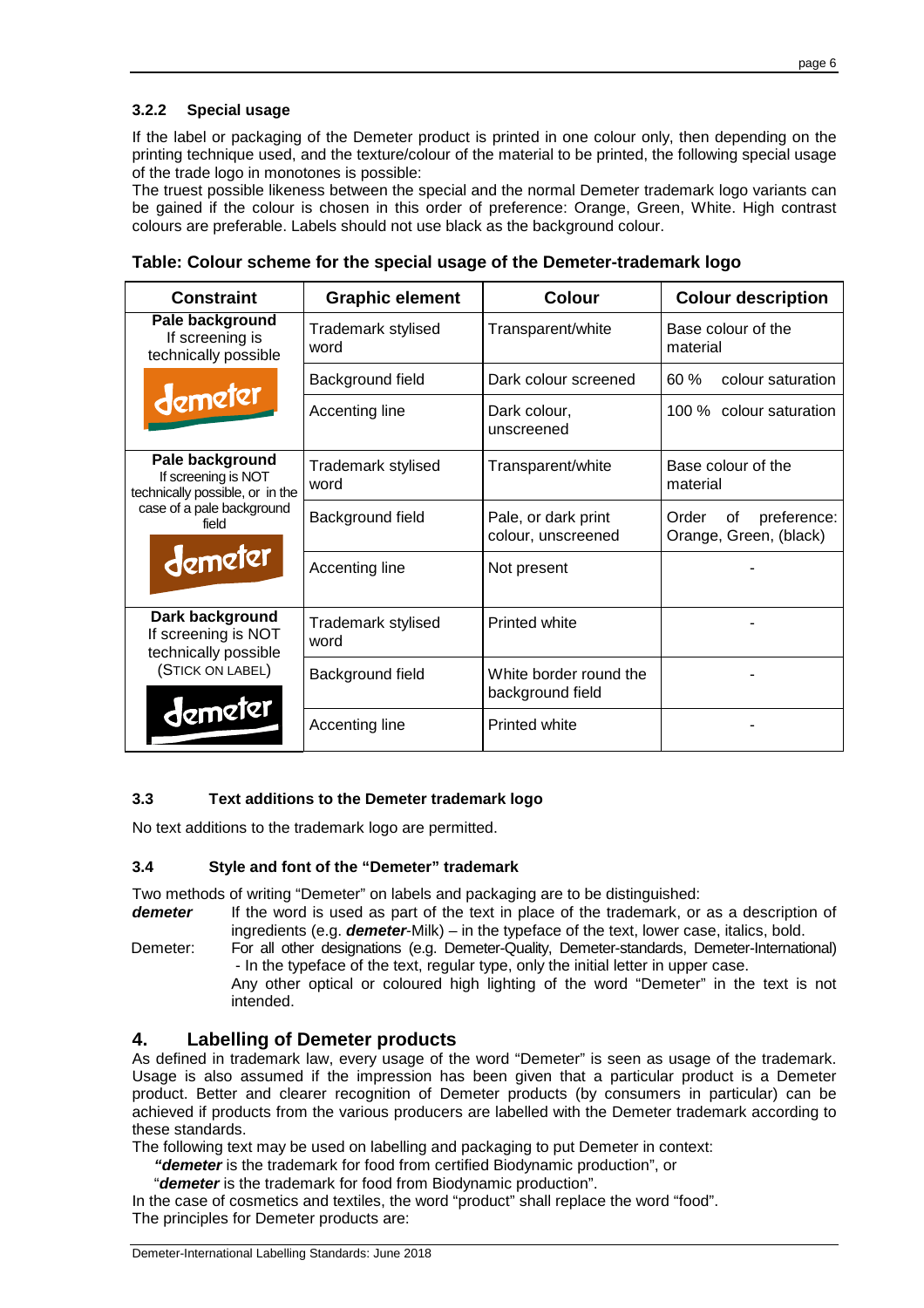### 3.2.2 Special usage

If the label or packaging of the Demeter product is printed in one colour only, then depending on the printing technique used, and the texture/colour of the material to be printed, the following special usage of the trade logo in monotones is possible:
The truest possible likeness between the special and the normal Demeter trademark logo variants can be gained if the colour is chosen in this order of preference: Orange, Green, White. High contrast colours are preferable. Labels should not use black as the background colour.

**Table: Colour scheme for the special usage of the Demeter-trademark logo**

| Constraint | Graphic element | Colour | Colour description |
|---|---|---|---|
| **Pale background** If screening is technically possible | Trademark stylised word | Transparent/white | Base colour of the material |
| | Background field | Dark colour screened | 60 % colour saturation |
| | Accenting line | Dark colour, unscreened | 100 % colour saturation |
| **Pale background** If screening is NOT technically possible, or in the case of a pale background field | Trademark stylised word | Transparent/white | Base colour of the material |
| | Background field | Pale, or dark print colour, unscreened | Order of preference: Orange, Green, (black) |
| | Accenting line | Not present | - |
| **Dark background** If screening is NOT technically possible (STICK ON LABEL) | Trademark stylised word | Printed white | - |
| | Background field | White border round the background field | - |
| | Accenting line | Printed white | - |

### 3.3 Text additions to the Demeter trademark logo

No text additions to the trademark logo are permitted.

### 3.4 Style and font of the "Demeter" trademark

Two methods of writing "Demeter" on labels and packaging are to be distinguished:

***demeter*** If the word is used as part of the text in place of the trademark, or as a description of ingredients (e.g. ***demeter***-Milk) – in the typeface of the text, lower case, italics, bold.

Demeter: For all other designations (e.g. Demeter-Quality, Demeter-standards, Demeter-International) - In the typeface of the text, regular type, only the initial letter in upper case.
Any other optical or coloured high lighting of the word "Demeter" in the text is not intended.

## 4. Labelling of Demeter products

As defined in trademark law, every usage of the word "Demeter" is seen as usage of the trademark. Usage is also assumed if the impression has been given that a particular product is a Demeter product. Better and clearer recognition of Demeter products (by consumers in particular) can be achieved if products from the various producers are labelled with the Demeter trademark according to these standards.
The following text may be used on labelling and packaging to put Demeter in context:

***"demeter*** is the trademark for food from certified Biodynamic production", or
"***demeter*** is the trademark for food from Biodynamic production".

In the case of cosmetics and textiles, the word "product" shall replace the word "food".
The principles for Demeter products are: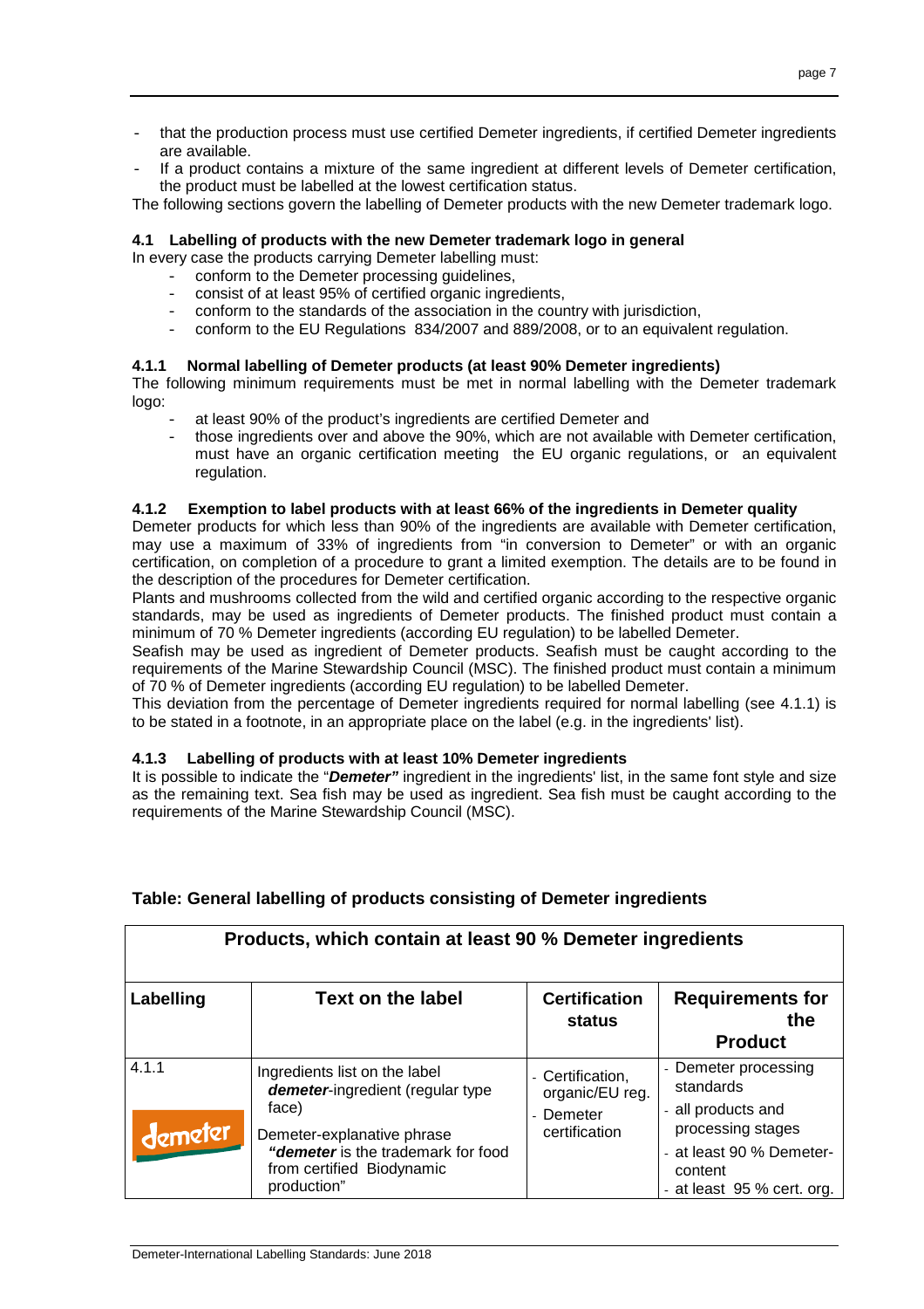- that the production process must use certified Demeter ingredients, if certified Demeter ingredients are available.
- If a product contains a mixture of the same ingredient at different levels of Demeter certification, the product must be labelled at the lowest certification status.

The following sections govern the labelling of Demeter products with the new Demeter trademark logo.

### 4.1 Labelling of products with the new Demeter trademark logo in general

In every case the products carrying Demeter labelling must:

- conform to the Demeter processing guidelines,
- consist of at least 95% of certified organic ingredients,
- conform to the standards of the association in the country with jurisdiction,
- conform to the EU Regulations 834/2007 and 889/2008, or to an equivalent regulation.

#### 4.1.1 Normal labelling of Demeter products (at least 90% Demeter ingredients)

The following minimum requirements must be met in normal labelling with the Demeter trademark logo:

- at least 90% of the product's ingredients are certified Demeter and
- those ingredients over and above the 90%, which are not available with Demeter certification, must have an organic certification meeting the EU organic regulations, or an equivalent regulation.

#### 4.1.2 Exemption to label products with at least 66% of the ingredients in Demeter quality

Demeter products for which less than 90% of the ingredients are available with Demeter certification, may use a maximum of 33% of ingredients from "in conversion to Demeter" or with an organic certification, on completion of a procedure to grant a limited exemption. The details are to be found in the description of the procedures for Demeter certification.

Plants and mushrooms collected from the wild and certified organic according to the respective organic standards, may be used as ingredients of Demeter products. The finished product must contain a minimum of 70 % Demeter ingredients (according EU regulation) to be labelled Demeter.

Seafish may be used as ingredient of Demeter products. Seafish must be caught according to the requirements of the Marine Stewardship Council (MSC). The finished product must contain a minimum of 70 % of Demeter ingredients (according EU regulation) to be labelled Demeter.

This deviation from the percentage of Demeter ingredients required for normal labelling (see 4.1.1) is to be stated in a footnote, in an appropriate place on the label (e.g. in the ingredients' list).

#### 4.1.3 Labelling of products with at least 10% Demeter ingredients

It is possible to indicate the "***Demeter"*** ingredient in the ingredients' list, in the same font style and size as the remaining text. Sea fish may be used as ingredient. Sea fish must be caught according to the requirements of the Marine Stewardship Council (MSC).

**Table: General labelling of products consisting of Demeter ingredients**

| **Products, which contain at least 90 % Demeter ingredients** | | | |
|---|---|---|---|
| **Labelling** | **Text on the label** | **Certification status** | **Requirements for the Product** |
| 4.1.1<br>demeter | Ingredients list on the label<br>***demeter***-ingredient (regular type face)<br>Demeter-explanative phrase<br>***"demeter*** is the trademark for food from certified Biodynamic production" | - Certification, organic/EU reg.<br>- Demeter certification | - Demeter processing standards<br>- all products and processing stages<br>- at least 90 % Demeter-content<br>- at least 95 % cert. org. |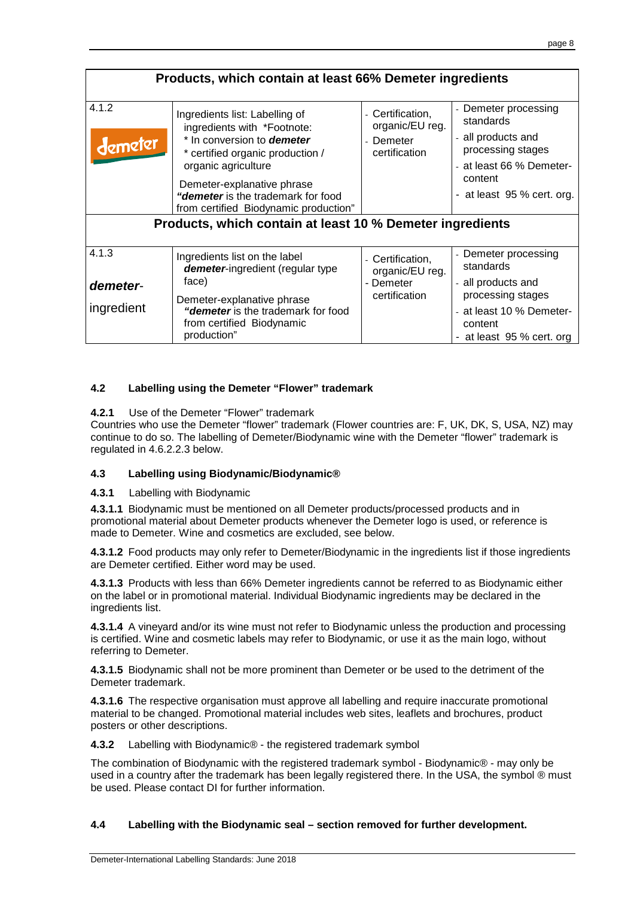| Products, which contain at least 66% Demeter ingredients | | | |
|---|---|---|---|
| 4.1.2<br>demeter | Ingredients list: Labelling of ingredients with *Footnote:<br>* In conversion to ***demeter***<br>* certified organic production / organic agriculture<br>Demeter-explanative phrase<br>***"demeter*** is the trademark for food from certified Biodynamic production" | - Certification, organic/EU reg.<br>- Demeter certification | - Demeter processing standards<br>- all products and processing stages<br>- at least 66 % Demeter-content<br>- at least 95 % cert. org. |
| **Products, which contain at least 10 % Demeter ingredients** | | | |
| 4.1.3<br>***demeter***-<br>ingredient | Ingredients list on the label ***demeter***-ingredient (regular type face)<br>Demeter-explanative phrase<br>***"demeter*** is the trademark for food from certified Biodynamic production" | - Certification, organic/EU reg.<br>- Demeter certification | - Demeter processing standards<br>- all products and processing stages<br>- at least 10 % Demeter-content<br>- at least 95 % cert. org |

### 4.2 Labelling using the Demeter "Flower" trademark

**4.2.1** Use of the Demeter "Flower" trademark

Countries who use the Demeter "flower" trademark (Flower countries are: F, UK, DK, S, USA, NZ) may continue to do so. The labelling of Demeter/Biodynamic wine with the Demeter "flower" trademark is regulated in 4.6.2.2.3 below.

### 4.3 Labelling using Biodynamic/Biodynamic®

**4.3.1** Labelling with Biodynamic

**4.3.1.1** Biodynamic must be mentioned on all Demeter products/processed products and in promotional material about Demeter products whenever the Demeter logo is used, or reference is made to Demeter. Wine and cosmetics are excluded, see below.

**4.3.1.2** Food products may only refer to Demeter/Biodynamic in the ingredients list if those ingredients are Demeter certified. Either word may be used.

**4.3.1.3** Products with less than 66% Demeter ingredients cannot be referred to as Biodynamic either on the label or in promotional material. Individual Biodynamic ingredients may be declared in the ingredients list.

**4.3.1.4** A vineyard and/or its wine must not refer to Biodynamic unless the production and processing is certified. Wine and cosmetic labels may refer to Biodynamic, or use it as the main logo, without referring to Demeter.

**4.3.1.5** Biodynamic shall not be more prominent than Demeter or be used to the detriment of the Demeter trademark.

**4.3.1.6** The respective organisation must approve all labelling and require inaccurate promotional material to be changed. Promotional material includes web sites, leaflets and brochures, product posters or other descriptions.

**4.3.2** Labelling with Biodynamic® - the registered trademark symbol

The combination of Biodynamic with the registered trademark symbol - Biodynamic® - may only be used in a country after the trademark has been legally registered there. In the USA, the symbol ® must be used. Please contact DI for further information.

### 4.4 Labelling with the Biodynamic seal – section removed for further development.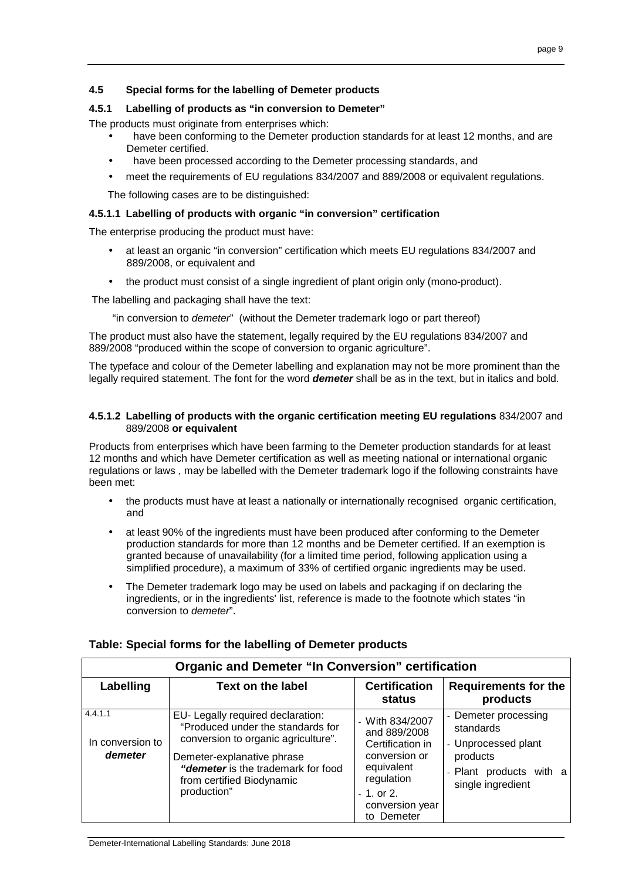### 4.5 Special forms for the labelling of Demeter products

#### 4.5.1 Labelling of products as "in conversion to Demeter"

The products must originate from enterprises which:

- have been conforming to the Demeter production standards for at least 12 months, and are Demeter certified.
- have been processed according to the Demeter processing standards, and
- meet the requirements of EU regulations 834/2007 and 889/2008 or equivalent regulations.

The following cases are to be distinguished:

#### 4.5.1.1 Labelling of products with organic "in conversion" certification

The enterprise producing the product must have:

- at least an organic "in conversion" certification which meets EU regulations 834/2007 and 889/2008, or equivalent and
- the product must consist of a single ingredient of plant origin only (mono-product).

The labelling and packaging shall have the text:

"in conversion to *demeter*" (without the Demeter trademark logo or part thereof)

The product must also have the statement, legally required by the EU regulations 834/2007 and 889/2008 "produced within the scope of conversion to organic agriculture".

The typeface and colour of the Demeter labelling and explanation may not be more prominent than the legally required statement. The font for the word ***demeter*** shall be as in the text, but in italics and bold.

#### 4.5.1.2 Labelling of products with the organic certification meeting EU regulations 834/2007 and 889/2008 or equivalent

Products from enterprises which have been farming to the Demeter production standards for at least 12 months and which have Demeter certification as well as meeting national or international organic regulations or laws , may be labelled with the Demeter trademark logo if the following constraints have been met:

- the products must have at least a nationally or internationally recognised organic certification, and
- at least 90% of the ingredients must have been produced after conforming to the Demeter production standards for more than 12 months and be Demeter certified. If an exemption is granted because of unavailability (for a limited time period, following application using a simplified procedure), a maximum of 33% of certified organic ingredients may be used.
- The Demeter trademark logo may be used on labels and packaging if on declaring the ingredients, or in the ingredients' list, reference is made to the footnote which states "in conversion to *demeter*".

**Table: Special forms for the labelling of Demeter products**

| Organic and Demeter "In Conversion" certification | | | |
|---|---|---|---|
| **Labelling** | **Text on the label** | **Certification status** | **Requirements for the products** |
| 4.4.1.1<br>In conversion to ***demeter*** | EU- Legally required declaration: "Produced under the standards for conversion to organic agriculture".<br>Demeter-explanative phrase ***"demeter*** is the trademark for food from certified Biodynamic production" | - With 834/2007 and 889/2008 Certification in conversion or equivalent regulation<br>- 1. or 2. conversion year to Demeter | - Demeter processing standards<br>- Unprocessed plant products<br>- Plant products with a single ingredient |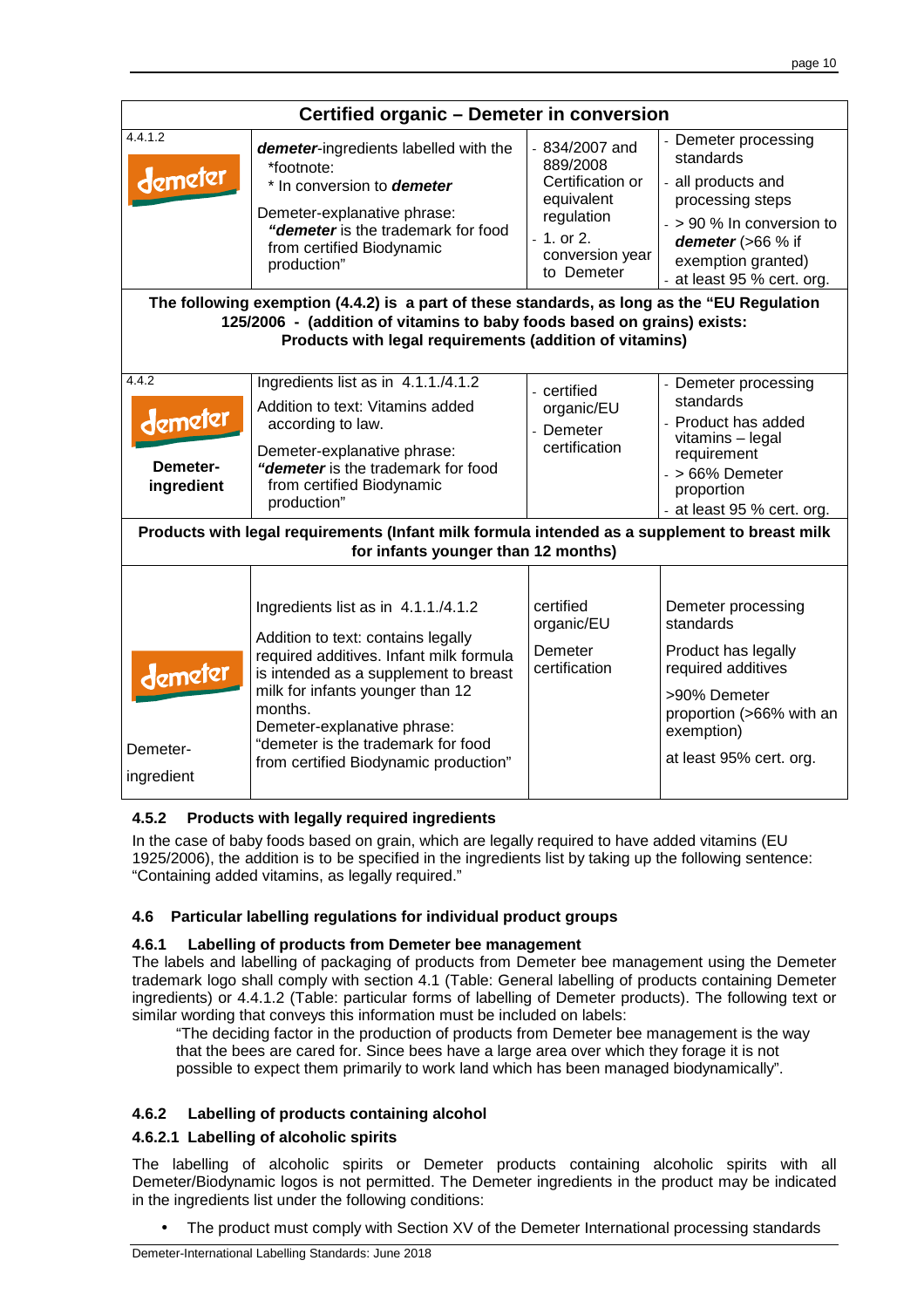| Certified organic – Demeter in conversion | | | |
|---|---|---|---|
| 4.4.1.2 demeter | ***demeter*-ingredients labelled with the** *footnote: * In conversion to ***demeter*** Demeter-explanative phrase: ***"demeter*** is the trademark for food from certified Biodynamic production" | - 834/2007 and 889/2008 Certification or equivalent regulation - 1. or 2. conversion year to Demeter | - Demeter processing standards - all products and processing steps - > 90 % In conversion to ***demeter*** (>66 % if exemption granted) - at least 95 % cert. org. |
| **The following exemption (4.4.2) is a part of these standards, as long as the "EU Regulation 125/2006 - (addition of vitamins to baby foods based on grains) exists: Products with legal requirements (addition of vitamins)** | | | |
| 4.4.2 demeter **Demeter-ingredient** | Ingredients list as in 4.1.1./4.1.2 Addition to text: Vitamins added according to law. Demeter-explanative phrase: ***"demeter*** is the trademark for food from certified Biodynamic production" | - certified organic/EU - Demeter certification | - Demeter processing standards - Product has added vitamins – legal requirement - > 66% Demeter proportion - at least 95 % cert. org. |
| **Products with legal requirements (Infant milk formula intended as a supplement to breast milk for infants younger than 12 months)** | | | |
| demeter Demeter-ingredient | Ingredients list as in 4.1.1./4.1.2 Addition to text: contains legally required additives. Infant milk formula is intended as a supplement to breast milk for infants younger than 12 months. Demeter-explanative phrase: "demeter is the trademark for food from certified Biodynamic production" | certified organic/EU Demeter certification | Demeter processing standards Product has legally required additives >90% Demeter proportion (>66% with an exemption) at least 95% cert. org. |

### 4.5.2 Products with legally required ingredients

In the case of baby foods based on grain, which are legally required to have added vitamins (EU 1925/2006), the addition is to be specified in the ingredients list by taking up the following sentence: "Containing added vitamins, as legally required."

## 4.6 Particular labelling regulations for individual product groups

### 4.6.1 Labelling of products from Demeter bee management

The labels and labelling of packaging of products from Demeter bee management using the Demeter trademark logo shall comply with section 4.1 (Table: General labelling of products containing Demeter ingredients) or 4.4.1.2 (Table: particular forms of labelling of Demeter products). The following text or similar wording that conveys this information must be included on labels:

"The deciding factor in the production of products from Demeter bee management is the way that the bees are cared for. Since bees have a large area over which they forage it is not possible to expect them primarily to work land which has been managed biodynamically".

### 4.6.2 Labelling of products containing alcohol

#### 4.6.2.1 Labelling of alcoholic spirits

The labelling of alcoholic spirits or Demeter products containing alcoholic spirits with all Demeter/Biodynamic logos is not permitted. The Demeter ingredients in the product may be indicated in the ingredients list under the following conditions:

- The product must comply with Section XV of the Demeter International processing standards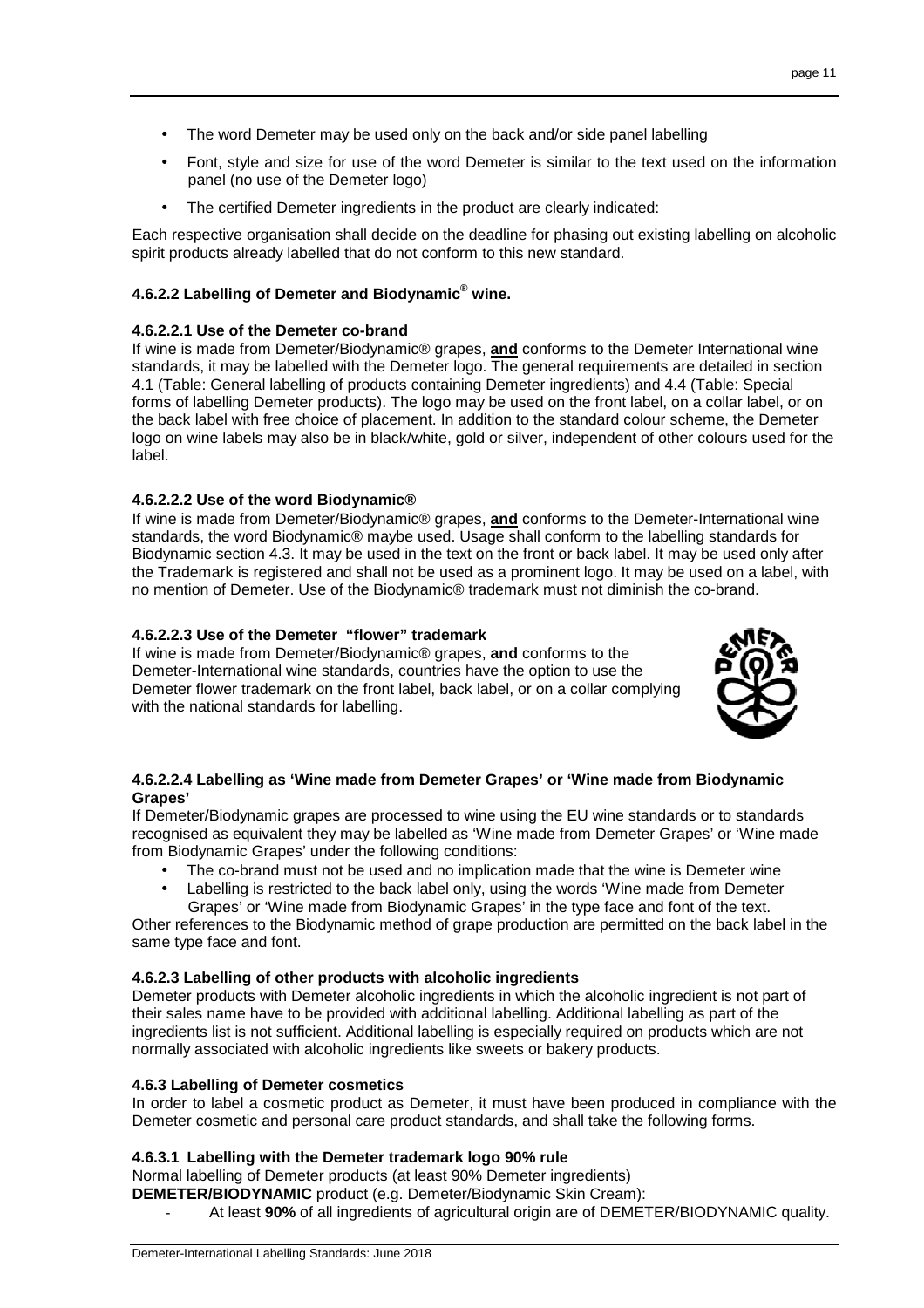- The word Demeter may be used only on the back and/or side panel labelling
- Font, style and size for use of the word Demeter is similar to the text used on the information panel (no use of the Demeter logo)
- The certified Demeter ingredients in the product are clearly indicated:

Each respective organisation shall decide on the deadline for phasing out existing labelling on alcoholic spirit products already labelled that do not conform to this new standard.

#### 4.6.2.2 Labelling of Demeter and Biodynamic® wine.

##### 4.6.2.2.1 Use of the Demeter co-brand

If wine is made from Demeter/Biodynamic® grapes, **and** conforms to the Demeter International wine standards, it may be labelled with the Demeter logo. The general requirements are detailed in section 4.1 (Table: General labelling of products containing Demeter ingredients) and 4.4 (Table: Special forms of labelling Demeter products). The logo may be used on the front label, on a collar label, or on the back label with free choice of placement. In addition to the standard colour scheme, the Demeter logo on wine labels may also be in black/white, gold or silver, independent of other colours used for the label.

##### 4.6.2.2.2 Use of the word Biodynamic®

If wine is made from Demeter/Biodynamic® grapes, **and** conforms to the Demeter-International wine standards, the word Biodynamic® maybe used. Usage shall conform to the labelling standards for Biodynamic section 4.3. It may be used in the text on the front or back label. It may be used only after the Trademark is registered and shall not be used as a prominent logo. It may be used on a label, with no mention of Demeter. Use of the Biodynamic® trademark must not diminish the co-brand.

##### 4.6.2.2.3 Use of the Demeter "flower" trademark

If wine is made from Demeter/Biodynamic® grapes, **and** conforms to the Demeter-International wine standards, countries have the option to use the Demeter flower trademark on the front label, back label, or on a collar complying with the national standards for labelling.

##### 4.6.2.2.4 Labelling as 'Wine made from Demeter Grapes' or 'Wine made from Biodynamic Grapes'

If Demeter/Biodynamic grapes are processed to wine using the EU wine standards or to standards recognised as equivalent they may be labelled as 'Wine made from Demeter Grapes' or 'Wine made from Biodynamic Grapes' under the following conditions:

- The co-brand must not be used and no implication made that the wine is Demeter wine
- Labelling is restricted to the back label only, using the words 'Wine made from Demeter Grapes' or 'Wine made from Biodynamic Grapes' in the type face and font of the text.

Other references to the Biodynamic method of grape production are permitted on the back label in the same type face and font.

#### 4.6.2.3 Labelling of other products with alcoholic ingredients

Demeter products with Demeter alcoholic ingredients in which the alcoholic ingredient is not part of their sales name have to be provided with additional labelling. Additional labelling as part of the ingredients list is not sufficient. Additional labelling is especially required on products which are not normally associated with alcoholic ingredients like sweets or bakery products.

### 4.6.3 Labelling of Demeter cosmetics

In order to label a cosmetic product as Demeter, it must have been produced in compliance with the Demeter cosmetic and personal care product standards, and shall take the following forms.

#### 4.6.3.1 Labelling with the Demeter trademark logo 90% rule

Normal labelling of Demeter products (at least 90% Demeter ingredients)

**DEMETER/BIODYNAMIC** product (e.g. Demeter/Biodynamic Skin Cream):

- At least **90%** of all ingredients of agricultural origin are of DEMETER/BIODYNAMIC quality.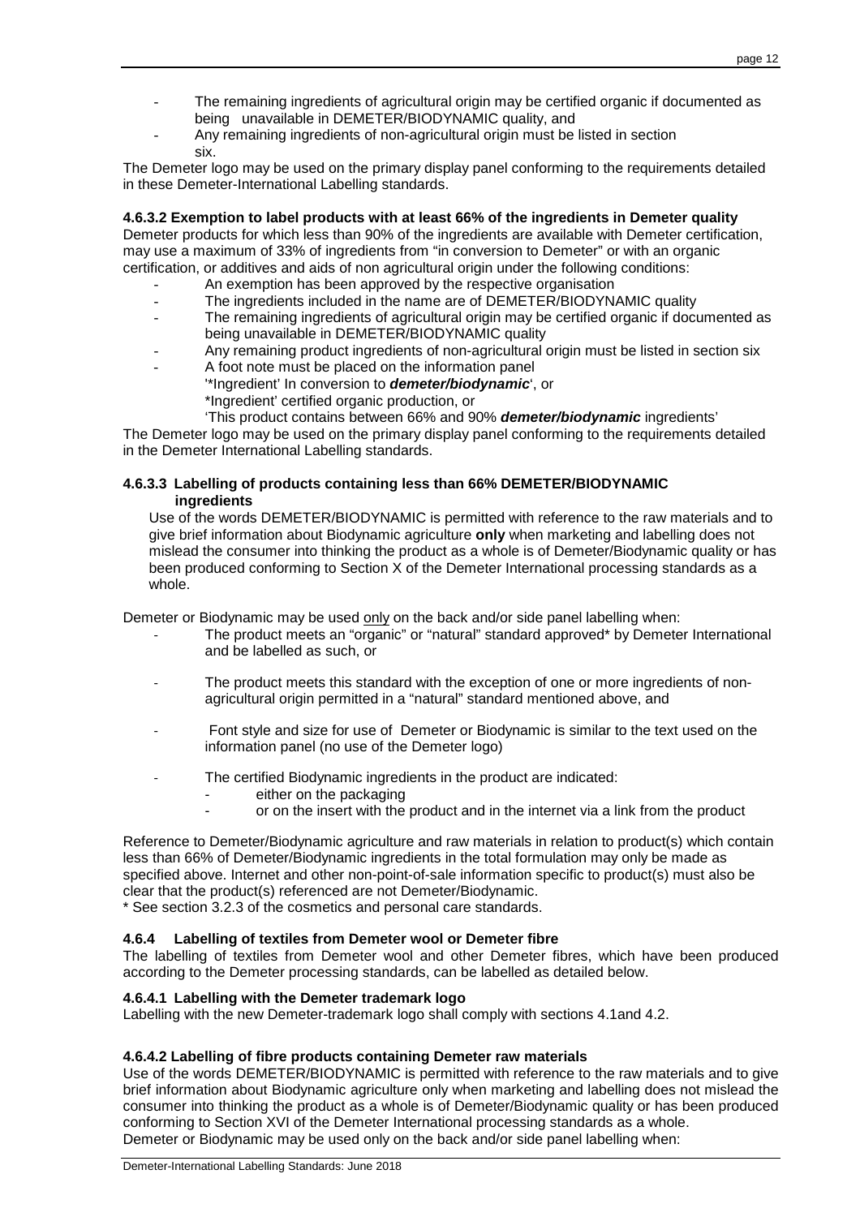- The remaining ingredients of agricultural origin may be certified organic if documented as being unavailable in DEMETER/BIODYNAMIC quality, and
- Any remaining ingredients of non-agricultural origin must be listed in section six.

The Demeter logo may be used on the primary display panel conforming to the requirements detailed in these Demeter-International Labelling standards.

#### 4.6.3.2 Exemption to label products with at least 66% of the ingredients in Demeter quality

Demeter products for which less than 90% of the ingredients are available with Demeter certification, may use a maximum of 33% of ingredients from "in conversion to Demeter" or with an organic certification, or additives and aids of non agricultural origin under the following conditions:

- An exemption has been approved by the respective organisation
- The ingredients included in the name are of DEMETER/BIODYNAMIC quality
- The remaining ingredients of agricultural origin may be certified organic if documented as being unavailable in DEMETER/BIODYNAMIC quality
- Any remaining product ingredients of non-agricultural origin must be listed in section six
- A foot note must be placed on the information panel
  '*Ingredient' In conversion to ***demeter/biodynamic***', or
  *Ingredient' certified organic production, or
  'This product contains between 66% and 90% ***demeter/biodynamic*** ingredients'

The Demeter logo may be used on the primary display panel conforming to the requirements detailed in the Demeter International Labelling standards.

#### 4.6.3.3 Labelling of products containing less than 66% DEMETER/BIODYNAMIC ingredients

Use of the words DEMETER/BIODYNAMIC is permitted with reference to the raw materials and to give brief information about Biodynamic agriculture **only** when marketing and labelling does not mislead the consumer into thinking the product as a whole is of Demeter/Biodynamic quality or has been produced conforming to Section X of the Demeter International processing standards as a whole.

Demeter or Biodynamic may be used only on the back and/or side panel labelling when:

- The product meets an "organic" or "natural" standard approved* by Demeter International and be labelled as such, or
- The product meets this standard with the exception of one or more ingredients of non-agricultural origin permitted in a "natural" standard mentioned above, and
- Font style and size for use of Demeter or Biodynamic is similar to the text used on the information panel (no use of the Demeter logo)
- The certified Biodynamic ingredients in the product are indicated:
  - either on the packaging
  - or on the insert with the product and in the internet via a link from the product

Reference to Demeter/Biodynamic agriculture and raw materials in relation to product(s) which contain less than 66% of Demeter/Biodynamic ingredients in the total formulation may only be made as specified above. Internet and other non-point-of-sale information specific to product(s) must also be clear that the product(s) referenced are not Demeter/Biodynamic.

* See section 3.2.3 of the cosmetics and personal care standards.

### 4.6.4 Labelling of textiles from Demeter wool or Demeter fibre

The labelling of textiles from Demeter wool and other Demeter fibres, which have been produced according to the Demeter processing standards, can be labelled as detailed below.

#### 4.6.4.1 Labelling with the Demeter trademark logo

Labelling with the new Demeter-trademark logo shall comply with sections 4.1and 4.2.

#### 4.6.4.2 Labelling of fibre products containing Demeter raw materials

Use of the words DEMETER/BIODYNAMIC is permitted with reference to the raw materials and to give brief information about Biodynamic agriculture only when marketing and labelling does not mislead the consumer into thinking the product as a whole is of Demeter/Biodynamic quality or has been produced conforming to Section XVI of the Demeter International processing standards as a whole.
Demeter or Biodynamic may be used only on the back and/or side panel labelling when: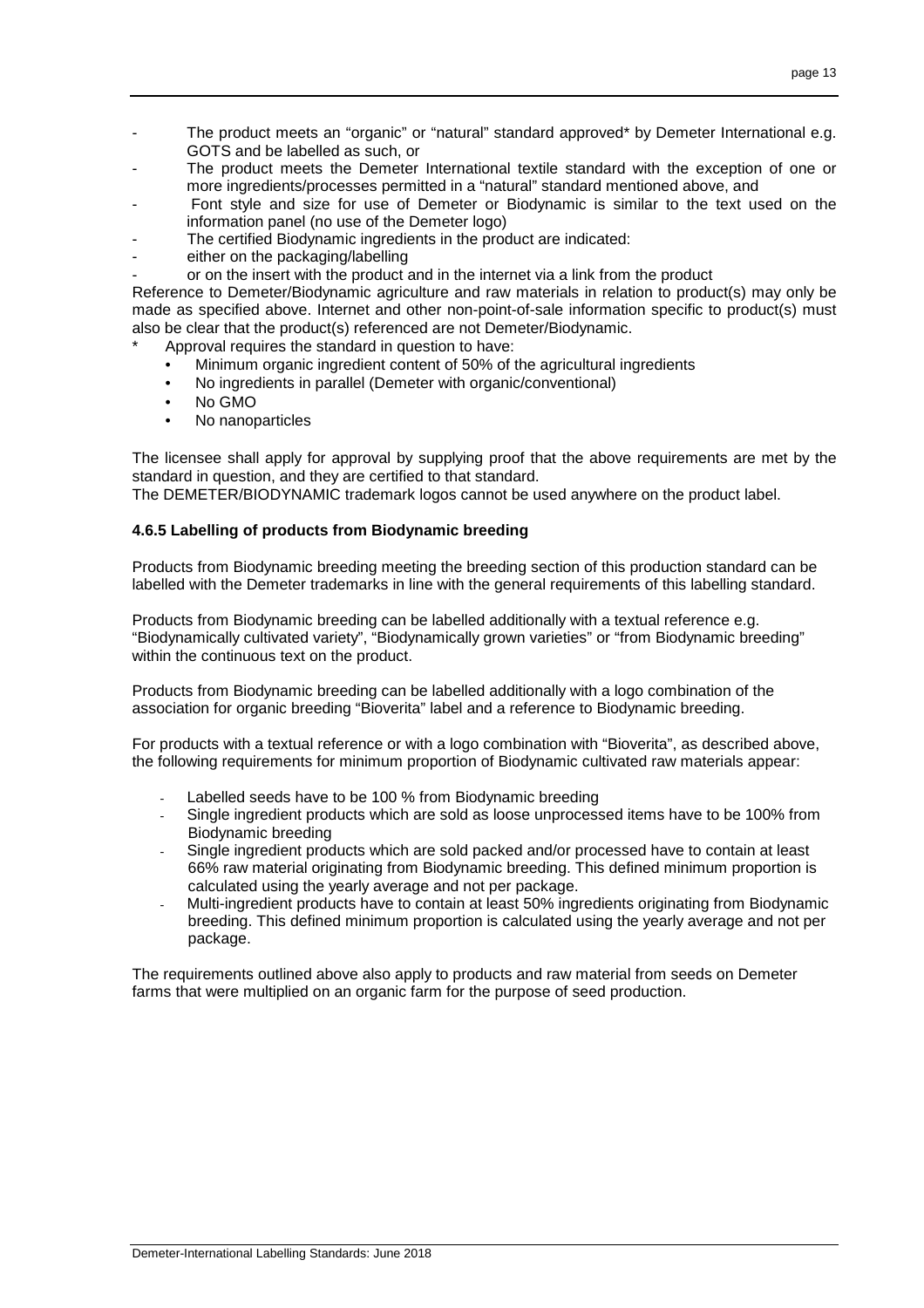- The product meets an "organic" or "natural" standard approved* by Demeter International e.g. GOTS and be labelled as such, or
- The product meets the Demeter International textile standard with the exception of one or more ingredients/processes permitted in a "natural" standard mentioned above, and
- Font style and size for use of Demeter or Biodynamic is similar to the text used on the information panel (no use of the Demeter logo)
- The certified Biodynamic ingredients in the product are indicated:
- either on the packaging/labelling
- or on the insert with the product and in the internet via a link from the product

Reference to Demeter/Biodynamic agriculture and raw materials in relation to product(s) may only be made as specified above. Internet and other non-point-of-sale information specific to product(s) must also be clear that the product(s) referenced are not Demeter/Biodynamic.

\* Approval requires the standard in question to have:
  - Minimum organic ingredient content of 50% of the agricultural ingredients
  - No ingredients in parallel (Demeter with organic/conventional)
  - No GMO
  - No nanoparticles

The licensee shall apply for approval by supplying proof that the above requirements are met by the standard in question, and they are certified to that standard.
The DEMETER/BIODYNAMIC trademark logos cannot be used anywhere on the product label.

#### 4.6.5 Labelling of products from Biodynamic breeding

Products from Biodynamic breeding meeting the breeding section of this production standard can be labelled with the Demeter trademarks in line with the general requirements of this labelling standard.

Products from Biodynamic breeding can be labelled additionally with a textual reference e.g. "Biodynamically cultivated variety", "Biodynamically grown varieties" or "from Biodynamic breeding" within the continuous text on the product.

Products from Biodynamic breeding can be labelled additionally with a logo combination of the association for organic breeding "Bioverita" label and a reference to Biodynamic breeding.

For products with a textual reference or with a logo combination with "Bioverita", as described above, the following requirements for minimum proportion of Biodynamic cultivated raw materials appear:

- Labelled seeds have to be 100 % from Biodynamic breeding
- Single ingredient products which are sold as loose unprocessed items have to be 100% from Biodynamic breeding
- Single ingredient products which are sold packed and/or processed have to contain at least 66% raw material originating from Biodynamic breeding. This defined minimum proportion is calculated using the yearly average and not per package.
- Multi-ingredient products have to contain at least 50% ingredients originating from Biodynamic breeding. This defined minimum proportion is calculated using the yearly average and not per package.

The requirements outlined above also apply to products and raw material from seeds on Demeter farms that were multiplied on an organic farm for the purpose of seed production.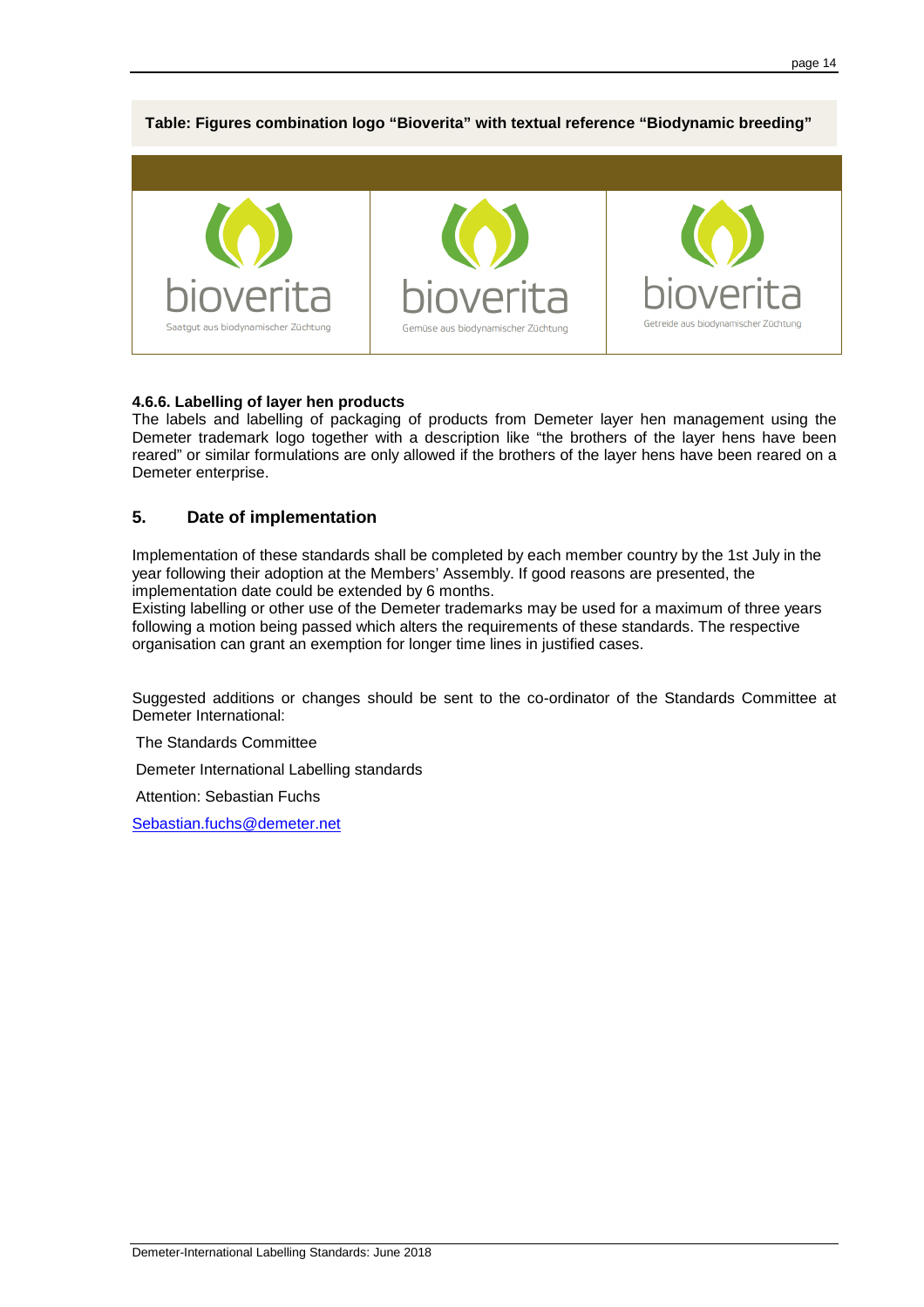**Table: Figures combination logo "Bioverita" with textual reference "Biodynamic breeding"**

| | | |
|---|---|---|
| bioverita<br>Saatgut aus biodynamischer Züchtung | bioverita<br>Gemüse aus biodynamischer Züchtung | bioverita<br>Getreide aus biodynamischer Züchtung |

**4.6.6. Labelling of layer hen products**

The labels and labelling of packaging of products from Demeter layer hen management using the Demeter trademark logo together with a description like "the brothers of the layer hens have been reared" or similar formulations are only allowed if the brothers of the layer hens have been reared on a Demeter enterprise.

## 5. Date of implementation

Implementation of these standards shall be completed by each member country by the 1st July in the year following their adoption at the Members' Assembly. If good reasons are presented, the implementation date could be extended by 6 months.
Existing labelling or other use of the Demeter trademarks may be used for a maximum of three years following a motion being passed which alters the requirements of these standards. The respective organisation can grant an exemption for longer time lines in justified cases.

Suggested additions or changes should be sent to the co-ordinator of the Standards Committee at Demeter International:

The Standards Committee

Demeter International Labelling standards

Attention: Sebastian Fuchs

Sebastian.fuchs@demeter.net